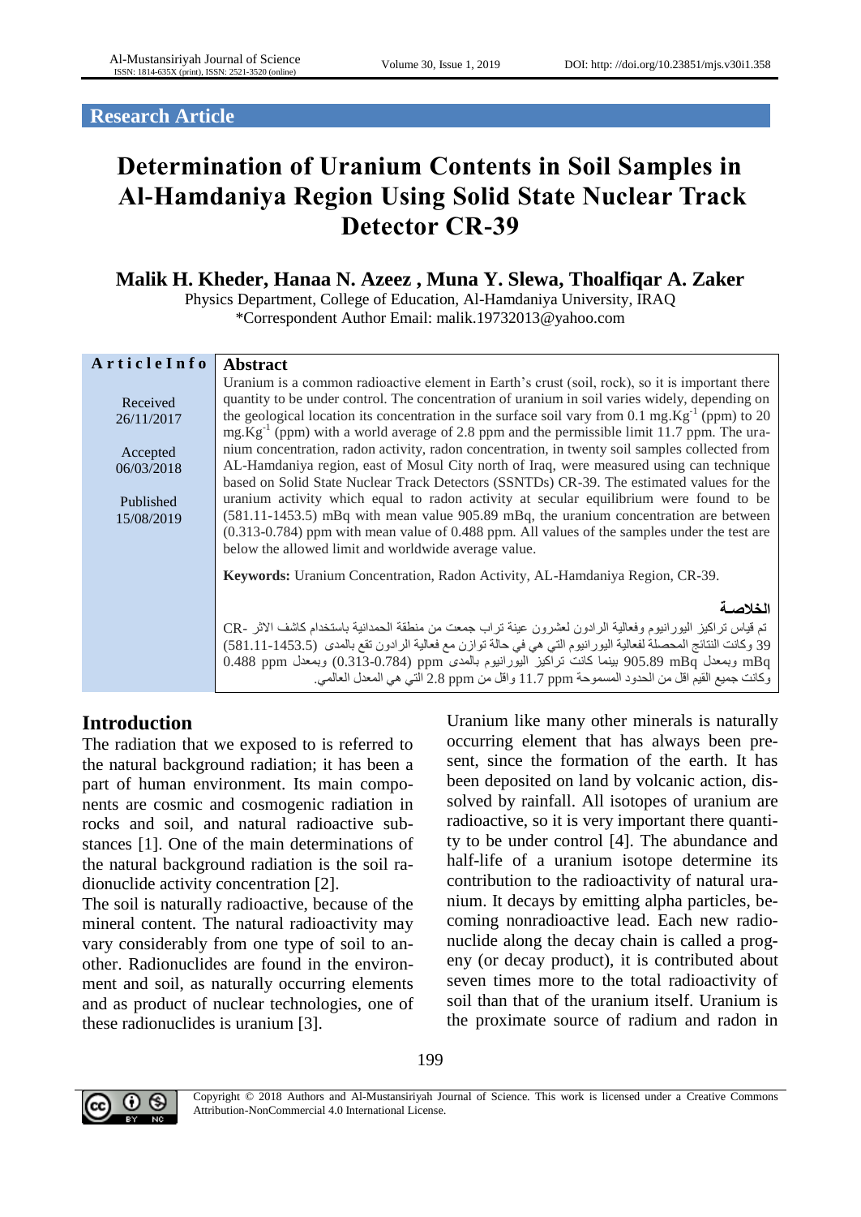Research Article

# Determination of Uranium Contents in Soil Samples in Al-Hamdaniya Region Using Solid State Nuclear Track Detector CR-39

**Malik H. Kheder, Hanaa N. Azeez , Muna Y. Slewa, Thoalfiqar A. Zaker**

Physics Department, College of Education, Al-Hamdaniya University, IRAQ

*Correspondent Author Email: malik.19732013@yahoo.com

**Article Info**

Received 26/11/2017

Accepted 06/03/2018

Published 15/08/2019

## Abstract

Uranium is a common radioactive element in Earth's crust (soil, rock), so it is important there quantity to be under control. The concentration of uranium in soil varies widely, depending on the geological location its concentration in the surface soil vary from 0.1 mg.Kg$^{-1}$ (ppm) to 20 mg.Kg$^{-1}$ (ppm) with a world average of 2.8 ppm and the permissible limit 11.7 ppm. The uranium concentration, radon activity, radon concentration, in twenty soil samples collected from AL-Hamdaniya region, east of Mosul City north of Iraq, were measured using can technique based on Solid State Nuclear Track Detectors (SSNTDs) CR-39. The estimated values for the uranium activity which equal to radon activity at secular equilibrium were found to be (581.11-1453.5) mBq with mean value 905.89 mBq, the uranium concentration are between (0.313-0.784) ppm with mean value of 0.488 ppm. All values of the samples under the test are below the allowed limit and worldwide average value.

**Keywords:** Uranium Concentration, Radon Activity, AL-Hamdaniya Region, CR-39.

**الخلاصة**

تم قياس تراكيز اليورانيوم وفعالية الرادون لعشرون عينة تراب جمعت من منطقة الحمدانية باستخدام كاشف الاثر CR-39 وكانت النتائج المحصلة لفعالية اليورانيوم التي هي في حالة توازن مع فعالية الرادون تقع بالمدى (581.11-1453.5) mBq وبمعدل 905.89 mBq بينما كانت تراكيز اليورانيوم بالمدى ppm (0.313-0.784) وبمعدل 0.488 ppm وكانت جميع القيم اقل من الحدود المسموحة 11.7 ppm واقل من 2.8 ppm التي هي المعدل العالمي.

## Introduction

The radiation that we exposed to is referred to the natural background radiation; it has been a part of human environment. Its main components are cosmic and cosmogenic radiation in rocks and soil, and natural radioactive substances [1]. One of the main determinations of the natural background radiation is the soil radionuclide activity concentration [2].

The soil is naturally radioactive, because of the mineral content. The natural radioactivity may vary considerably from one type of soil to another. Radionuclides are found in the environment and soil, as naturally occurring elements and as product of nuclear technologies, one of these radionuclides is uranium [3].

Uranium like many other minerals is naturally occurring element that has always been present, since the formation of the earth. It has been deposited on land by volcanic action, dissolved by rainfall. All isotopes of uranium are radioactive, so it is very important there quantity to be under control [4]. The abundance and half-life of a uranium isotope determine its contribution to the radioactivity of natural uranium. It decays by emitting alpha particles, becoming nonradioactive lead. Each new radionuclide along the decay chain is called a progeny (or decay product), it is contributed about seven times more to the total radioactivity of soil than that of the uranium itself. Uranium is the proximate source of radium and radon in

Copyright © 2018 Authors and Al-Mustansiriyah Journal of Science. This work is licensed under a Creative Commons Attribution-NonCommercial 4.0 International License.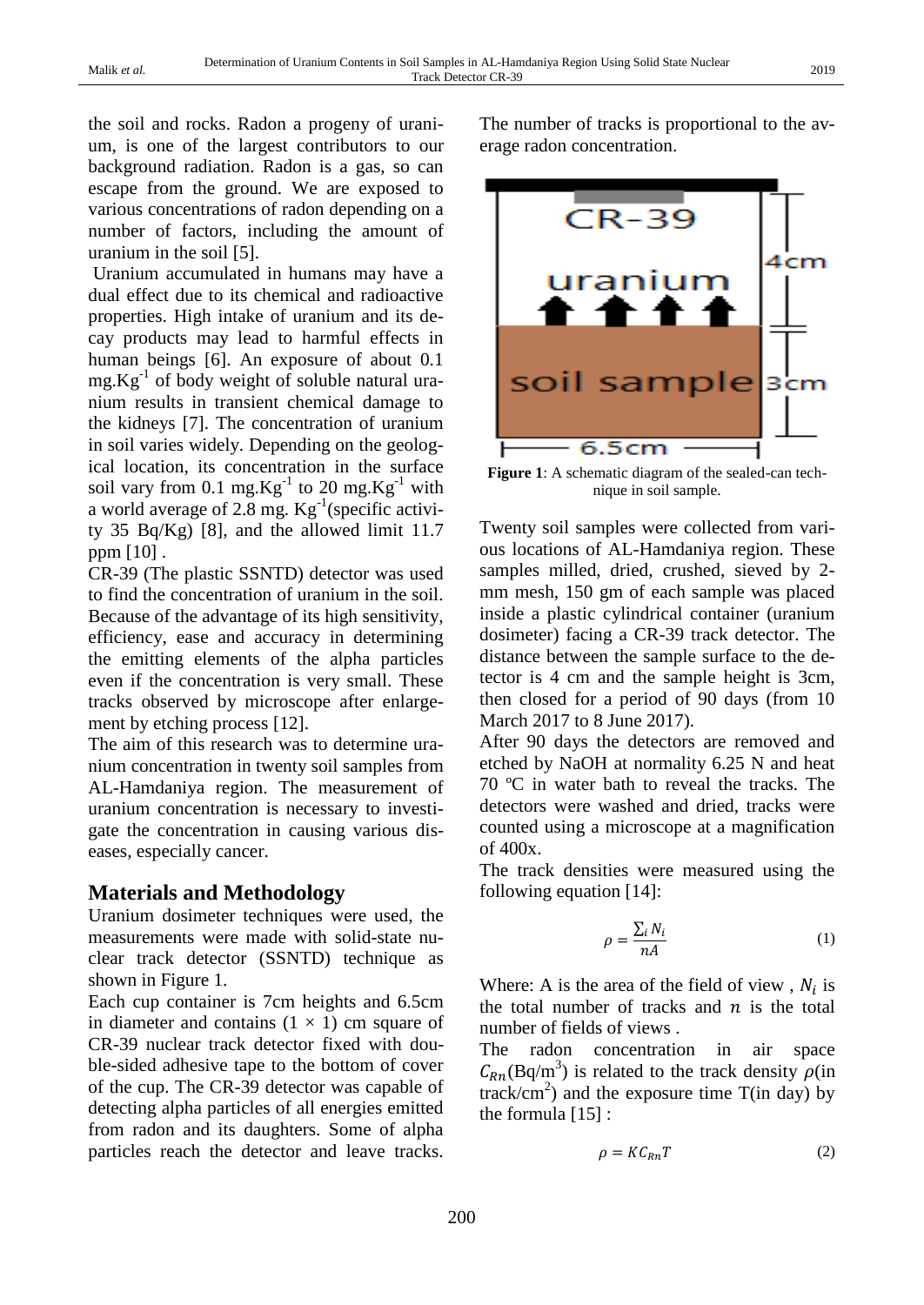the soil and rocks. Radon a progeny of uranium, is one of the largest contributors to our background radiation. Radon is a gas, so can escape from the ground. We are exposed to various concentrations of radon depending on a number of factors, including the amount of uranium in the soil [5].

Uranium accumulated in humans may have a dual effect due to its chemical and radioactive properties. High intake of uranium and its decay products may lead to harmful effects in human beings [6]. An exposure of about 0.1 $mg.Kg^{-1}$ of body weight of soluble natural uranium results in transient chemical damage to the kidneys [7]. The concentration of uranium in soil varies widely. Depending on the geological location, its concentration in the surface soil vary from 0.1 $mg.Kg^{-1}$ to 20 $mg.Kg^{-1}$ with a world average of 2.8 mg. $Kg^{-1}$(specific activity 35 Bq/Kg) [8], and the allowed limit 11.7 ppm [10] .

CR-39 (The plastic SSNTD) detector was used to find the concentration of uranium in the soil. Because of the advantage of its high sensitivity, efficiency, ease and accuracy in determining the emitting elements of the alpha particles even if the concentration is very small. These tracks observed by microscope after enlargement by etching process [12].

The aim of this research was to determine uranium concentration in twenty soil samples from AL-Hamdaniya region. The measurement of uranium concentration is necessary to investigate the concentration in causing various diseases, especially cancer.

## Materials and Methodology

Uranium dosimeter techniques were used, the measurements were made with solid-state nuclear track detector (SSNTD) technique as shown in Figure 1.

Each cup container is 7cm heights and 6.5cm in diameter and contains (1 × 1) cm square of CR-39 nuclear track detector fixed with double-sided adhesive tape to the bottom of cover of the cup. The CR-39 detector was capable of detecting alpha particles of all energies emitted from radon and its daughters. Some of alpha particles reach the detector and leave tracks. The number of tracks is proportional to the average radon concentration.

**Figure 1**: A schematic diagram of the sealed-can technique in soil sample.

Twenty soil samples were collected from various locations of AL-Hamdaniya region. These samples milled, dried, crushed, sieved by 2-mm mesh, 150 gm of each sample was placed inside a plastic cylindrical container (uranium dosimeter) facing a CR-39 track detector. The distance between the sample surface to the detector is 4 cm and the sample height is 3cm, then closed for a period of 90 days (from 10 March 2017 to 8 June 2017).

After 90 days the detectors are removed and etched by NaOH at normality 6.25 N and heat 70 ºC in water bath to reveal the tracks. The detectors were washed and dried, tracks were counted using a microscope at a magnification of 400x.

The track densities were measured using the following equation [14]:

$$\rho = \frac{\sum_i N_i}{nA} \tag{1}$$

Where: A is the area of the field of view , $N_i$ is the total number of tracks and $n$ is the total number of fields of views .

The radon concentration in air space $C_{Rn}$($Bq/m^3$) is related to the track density $\rho$(in $track/cm^2$) and the exposure time T(in day) by the formula [15] :

$$\rho = KC_{Rn}T \tag{2}$$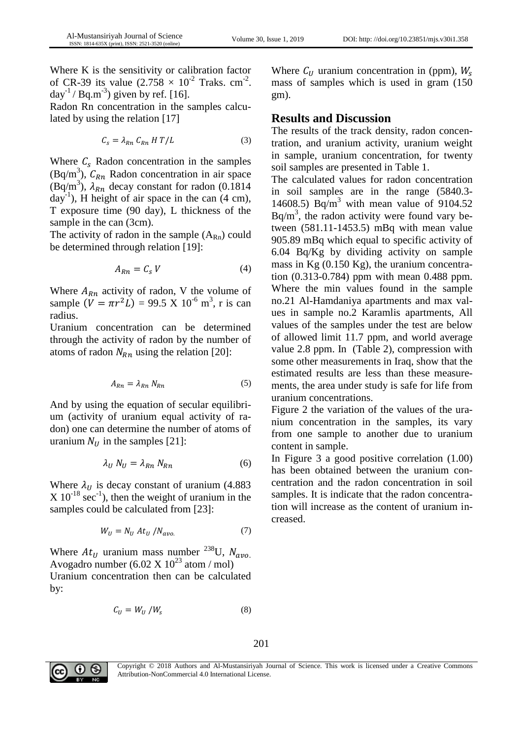Where K is the sensitivity or calibration factor of CR-39 its value ($2.758 \times 10^{-2}$ Traks. $cm^{-2}$. $day^{-1}$ / $Bq.m^{-3}$) given by ref. [16].

Radon Rn concentration in the samples calculated by using the relation [17]

$$C_s = \lambda_{Rn}\, C_{Rn}\, H\, T/L \tag{3}$$

Where $C_s$ Radon concentration in the samples ($Bq/m^3$), $C_{Rn}$ Radon concentration in air space ($Bq/m^3$), $\lambda_{Rn}$ decay constant for radon (0.1814 $day^{-1}$), H height of air space in the can (4 cm), T exposure time (90 day), L thickness of the sample in the can (3cm).

The activity of radon in the sample ($A_{Rn}$) could be determined through relation [19]:

$$A_{Rn} = C_s\, V \tag{4}$$

Where $A_{Rn}$ activity of radon, V the volume of sample ($V = \pi r^2 L$) = 99.5 X $10^{-6}$ $m^3$, r is can radius.

Uranium concentration can be determined through the activity of radon by the number of atoms of radon $N_{Rn}$ using the relation [20]:

$$A_{Rn} = \lambda_{Rn}\, N_{Rn} \tag{5}$$

And by using the equation of secular equilibrium (activity of uranium equal activity of radon) one can determine the number of atoms of uranium $N_U$ in the samples [21]:

$$\lambda_U\, N_U = \lambda_{Rn}\, N_{Rn} \tag{6}$$

Where $\lambda_U$ is decay constant of uranium (4.883 X $10^{-18}$ $sec^{-1}$), then the weight of uranium in the samples could be calculated from [23]:

$$W_U = N_U\, At_U\, /N_{avo.} \tag{7}$$

Where $At_U$ uranium mass number $^{238}U$, $N_{avo.}$ Avogadro number (6.02 X $10^{23}$ atom / mol)

Uranium concentration then can be calculated by:

$$C_U = W_U\, /W_s \tag{8}$$

Where $C_U$ uranium concentration in (ppm), $W_s$ mass of samples which is used in gram (150 gm).

## Results and Discussion

The results of the track density, radon concentration, and uranium activity, uranium weight in sample, uranium concentration, for twenty soil samples are presented in Table 1.

The calculated values for radon concentration in soil samples are in the range (5840.3-14608.5) $Bq/m^3$ with mean value of 9104.52 $Bq/m^3$, the radon activity were found vary between (581.11-1453.5) mBq with mean value 905.89 mBq which equal to specific activity of 6.04 Bq/Kg by dividing activity on sample mass in Kg (0.150 Kg), the uranium concentration (0.313-0.784) ppm with mean 0.488 ppm. Where the min values found in the sample no.21 Al-Hamdaniya apartments and max values in sample no.2 Karamlis apartments, All values of the samples under the test are below of allowed limit 11.7 ppm, and world average value 2.8 ppm. In (Table 2), compression with some other measurements in Iraq, show that the estimated results are less than these measurements, the area under study is safe for life from uranium concentrations.

Figure 2 the variation of the values of the uranium concentration in the samples, its vary from one sample to another due to uranium content in sample.

In Figure 3 a good positive correlation (1.00) has been obtained between the uranium concentration and the radon concentration in soil samples. It is indicate that the radon concentration will increase as the content of uranium increased.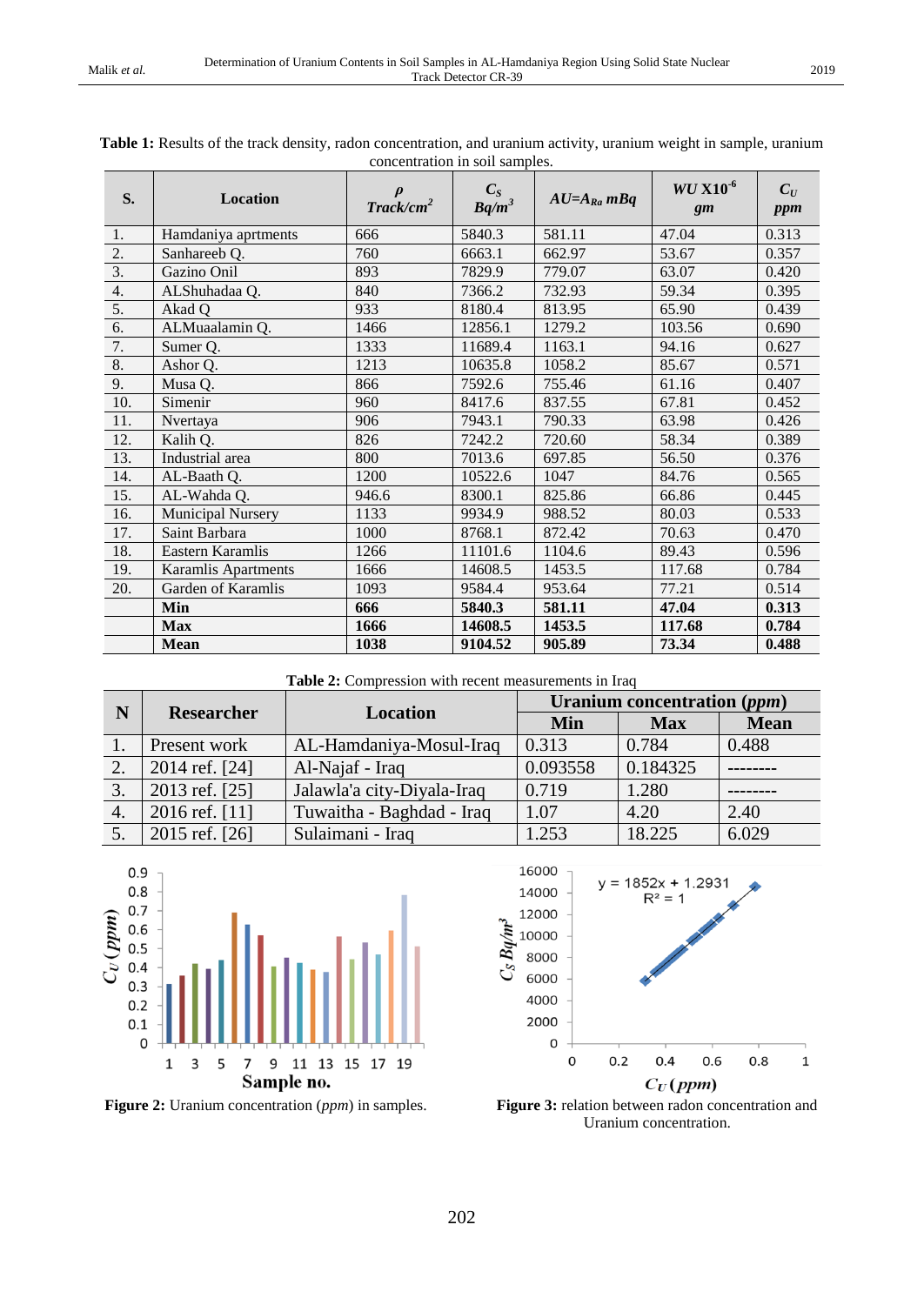**Table 1:** Results of the track density, radon concentration, and uranium activity, uranium weight in sample, uranium concentration in soil samples.

| S. | Location | $\rho$ $Track/cm^2$ | $C_S$ $Bq/m^3$ | $AU=A_{Ra}$ $mBq$ | $WU$ X$10^{-6}$ $gm$ | $C_U$ $ppm$ |
|---|---|---|---|---|---|---|
| 1. | Hamdaniya aprtments | 666 | 5840.3 | 581.11 | 47.04 | 0.313 |
| 2. | Sanhareeb Q. | 760 | 6663.1 | 662.97 | 53.67 | 0.357 |
| 3. | Gazino Onil | 893 | 7829.9 | 779.07 | 63.07 | 0.420 |
| 4. | ALShuhadaa Q. | 840 | 7366.2 | 732.93 | 59.34 | 0.395 |
| 5. | Akad Q | 933 | 8180.4 | 813.95 | 65.90 | 0.439 |
| 6. | ALMuaalamin Q. | 1466 | 12856.1 | 1279.2 | 103.56 | 0.690 |
| 7. | Sumer Q. | 1333 | 11689.4 | 1163.1 | 94.16 | 0.627 |
| 8. | Ashor Q. | 1213 | 10635.8 | 1058.2 | 85.67 | 0.571 |
| 9. | Musa Q. | 866 | 7592.6 | 755.46 | 61.16 | 0.407 |
| 10. | Simenir | 960 | 8417.6 | 837.55 | 67.81 | 0.452 |
| 11. | Nvertaya | 906 | 7943.1 | 790.33 | 63.98 | 0.426 |
| 12. | Kalih Q. | 826 | 7242.2 | 720.60 | 58.34 | 0.389 |
| 13. | Industrial area | 800 | 7013.6 | 697.85 | 56.50 | 0.376 |
| 14. | AL-Baath Q. | 1200 | 10522.6 | 1047 | 84.76 | 0.565 |
| 15. | AL-Wahda Q. | 946.6 | 8300.1 | 825.86 | 66.86 | 0.445 |
| 16. | Municipal Nursery | 1133 | 9934.9 | 988.52 | 80.03 | 0.533 |
| 17. | Saint Barbara | 1000 | 8768.1 | 872.42 | 70.63 | 0.470 |
| 18. | Eastern Karamlis | 1266 | 11101.6 | 1104.6 | 89.43 | 0.596 |
| 19. | Karamlis Apartments | 1666 | 14608.5 | 1453.5 | 117.68 | 0.784 |
| 20. | Garden of Karamlis | 1093 | 9584.4 | 953.64 | 77.21 | 0.514 |
| | **Min** | **666** | **5840.3** | **581.11** | **47.04** | **0.313** |
| | **Max** | **1666** | **14608.5** | **1453.5** | **117.68** | **0.784** |
| | **Mean** | **1038** | **9104.52** | **905.89** | **73.34** | **0.488** |

**Table 2:** Compression with recent measurements in Iraq

| N | Researcher | Location | Uranium concentration ($ppm$) | | |
|---|---|---|---|---|---|
| | | | Min | Max | Mean |
| 1. | Present work | AL-Hamdaniya-Mosul-Iraq | 0.313 | 0.784 | 0.488 |
| 2. | 2014 ref. [24] | Al-Najaf - Iraq | 0.093558 | 0.184325 | -------- |
| 3. | 2013 ref. [25] | Jalawla'a city-Diyala-Iraq | 0.719 | 1.280 | -------- |
| 4. | 2016 ref. [11] | Tuwaitha - Baghdad - Iraq | 1.07 | 4.20 | 2.40 |
| 5. | 2015 ref. [26] | Sulaimani - Iraq | 1.253 | 18.225 | 6.029 |

**Figure 2:** Uranium concentration ($ppm$) in samples.

**Figure 3:** relation between radon concentration and Uranium concentration.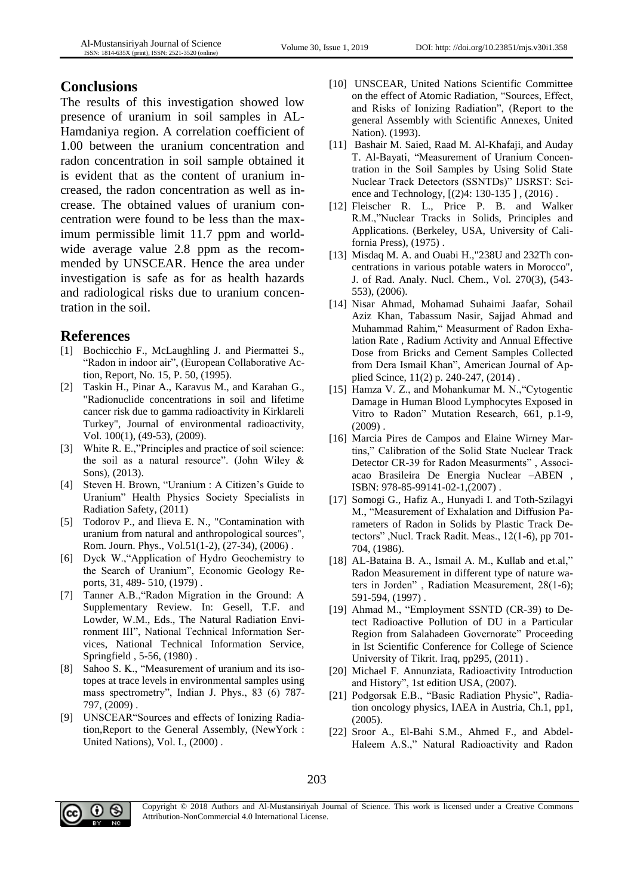## Conclusions

The results of this investigation showed low presence of uranium in soil samples in AL-Hamdaniya region. A correlation coefficient of 1.00 between the uranium concentration and radon concentration in soil sample obtained it is evident that as the content of uranium increased, the radon concentration as well as increase. The obtained values of uranium concentration were found to be less than the maximum permissible limit 11.7 ppm and worldwide average value 2.8 ppm as the recommended by UNSCEAR. Hence the area under investigation is safe as for as health hazards and radiological risks due to uranium concentration in the soil.

## References

[1] Bochicchio F., McLaughling J. and Piermattei S., "Radon in indoor air", (European Collaborative Action, Report, No. 15, P. 50, (1995).

[2] Taskin H., Pinar A., Karavus M., and Karahan G., "Radionuclide concentrations in soil and lifetime cancer risk due to gamma radioactivity in Kirklareli Turkey", Journal of environmental radioactivity, Vol. 100(1), (49-53), (2009).

[3] White R. E.,"Principles and practice of soil science: the soil as a natural resource". (John Wiley & Sons), (2013).

[4] Steven H. Brown, "Uranium : A Citizen's Guide to Uranium" Health Physics Society Specialists in Radiation Safety, (2011)

[5] Todorov P., and Ilieva E. N., "Contamination with uranium from natural and anthropological sources", Rom. Journ. Phys., Vol.51(1-2), (27-34), (2006) .

[6] Dyck W.,"Application of Hydro Geochemistry to the Search of Uranium", Economic Geology Reports, 31, 489- 510, (1979) .

[7] Tanner A.B.,"Radon Migration in the Ground: A Supplementary Review. In: Gesell, T.F. and Lowder, W.M., Eds., The Natural Radiation Environment III", National Technical Information Services, National Technical Information Service, Springfield , 5-56, (1980) .

[8] Sahoo S. K., "Measurement of uranium and its isotopes at trace levels in environmental samples using mass spectrometry", Indian J. Phys., 83 (6) 787-797, (2009) .

[9] UNSCEAR"Sources and effects of Ionizing Radiation,Report to the General Assembly, (NewYork : United Nations), Vol. I., (2000) .

[10] UNSCEAR, United Nations Scientific Committee on the effect of Atomic Radiation, "Sources, Effect, and Risks of Ionizing Radiation", (Report to the general Assembly with Scientific Annexes, United Nation). (1993).

[11] Bashair M. Saied, Raad M. Al-Khafaji, and Auday T. Al-Bayati, "Measurement of Uranium Concentration in the Soil Samples by Using Solid State Nuclear Track Detectors (SSNTDs)" IJSRST: Science and Technology, [(2)4: 130-135 ] , (2016) .

[12] Fleischer R. L., Price P. B. and Walker R.M.,"Nuclear Tracks in Solids, Principles and Applications. (Berkeley, USA, University of California Press), (1975) .

[13] Misdaq M. A. and Ouabi H.,"238U and 232Th concentrations in various potable waters in Morocco", J. of Rad. Analy. Nucl. Chem., Vol. 270(3), (543-553), (2006).

[14] Nisar Ahmad, Mohamad Suhaimi Jaafar, Sohail Aziz Khan, Tabassum Nasir, Sajjad Ahmad and Muhammad Rahim," Measurment of Radon Exhalation Rate , Radium Activity and Annual Effective Dose from Bricks and Cement Samples Collected from Dera Ismail Khan", American Journal of Applied Scince, 11(2) p. 240-247, (2014) .

[15] Hamza V. Z., and Mohankumar M. N.,"Cytogentic Damage in Human Blood Lymphocytes Exposed in Vitro to Radon" Mutation Research, 661, p.1-9, (2009) .

[16] Marcia Pires de Campos and Elaine Wirney Martins," Calibration of the Solid State Nuclear Track Detector CR-39 for Radon Measurments" , Associacao Brasileira De Energia Nuclear –ABEN , ISBN: 978-85-99141-02-1,(2007) .

[17] Somogi G., Hafiz A., Hunyadi I. and Toth-Szilagyi M., "Measurement of Exhalation and Diffusion Parameters of Radon in Solids by Plastic Track Detectors" ,Nucl. Track Radit. Meas., 12(1-6), pp 701-704, (1986).

[18] AL-Bataina B. A., Ismail A. M., Kullab and et.al," Radon Measurement in different type of nature waters in Jorden" , Radiation Measurement, 28(1-6); 591-594, (1997) .

[19] Ahmad M., "Employment SSNTD (CR-39) to Detect Radioactive Pollution of DU in a Particular Region from Salahadeen Governorate" Proceeding in Ist Scientific Conference for College of Science University of Tikrit. Iraq, pp295, (2011) .

[20] Michael F. Annunziata, Radioactivity Introduction and History", 1st edition USA, (2007).

[21] Podgorsak E.B., "Basic Radiation Physic", Radiation oncology physics, IAEA in Austria, Ch.1, pp1, (2005).

[22] Sroor A., El-Bahi S.M., Ahmed F., and Abdel-Haleem A.S.," Natural Radioactivity and Radon

Copyright © 2018 Authors and Al-Mustansiriyah Journal of Science. This work is licensed under a Creative Commons Attribution-NonCommercial 4.0 International License.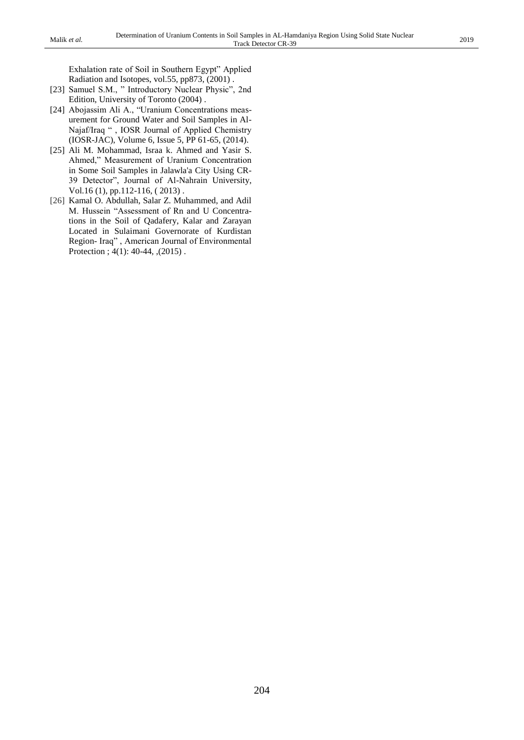Exhalation rate of Soil in Southern Egypt" Applied Radiation and Isotopes, vol.55, pp873, (2001) .

[23] Samuel S.M., " Introductory Nuclear Physic", 2nd Edition, University of Toronto (2004) .

[24] Abojassim Ali A., "Uranium Concentrations measurement for Ground Water and Soil Samples in Al-Najaf/Iraq " , IOSR Journal of Applied Chemistry (IOSR-JAC), Volume 6, Issue 5, PP 61-65, (2014).

[25] Ali M. Mohammad, Israa k. Ahmed and Yasir S. Ahmed," Measurement of Uranium Concentration in Some Soil Samples in Jalawla'a City Using CR-39 Detector", Journal of Al-Nahrain University, Vol.16 (1), pp.112-116, ( 2013) .

[26] Kamal O. Abdullah, Salar Z. Muhammed, and Adil M. Hussein "Assessment of Rn and U Concentrations in the Soil of Qadafery, Kalar and Zarayan Located in Sulaimani Governorate of Kurdistan Region- Iraq" , American Journal of Environmental Protection ; 4(1): 40-44, ,(2015) .